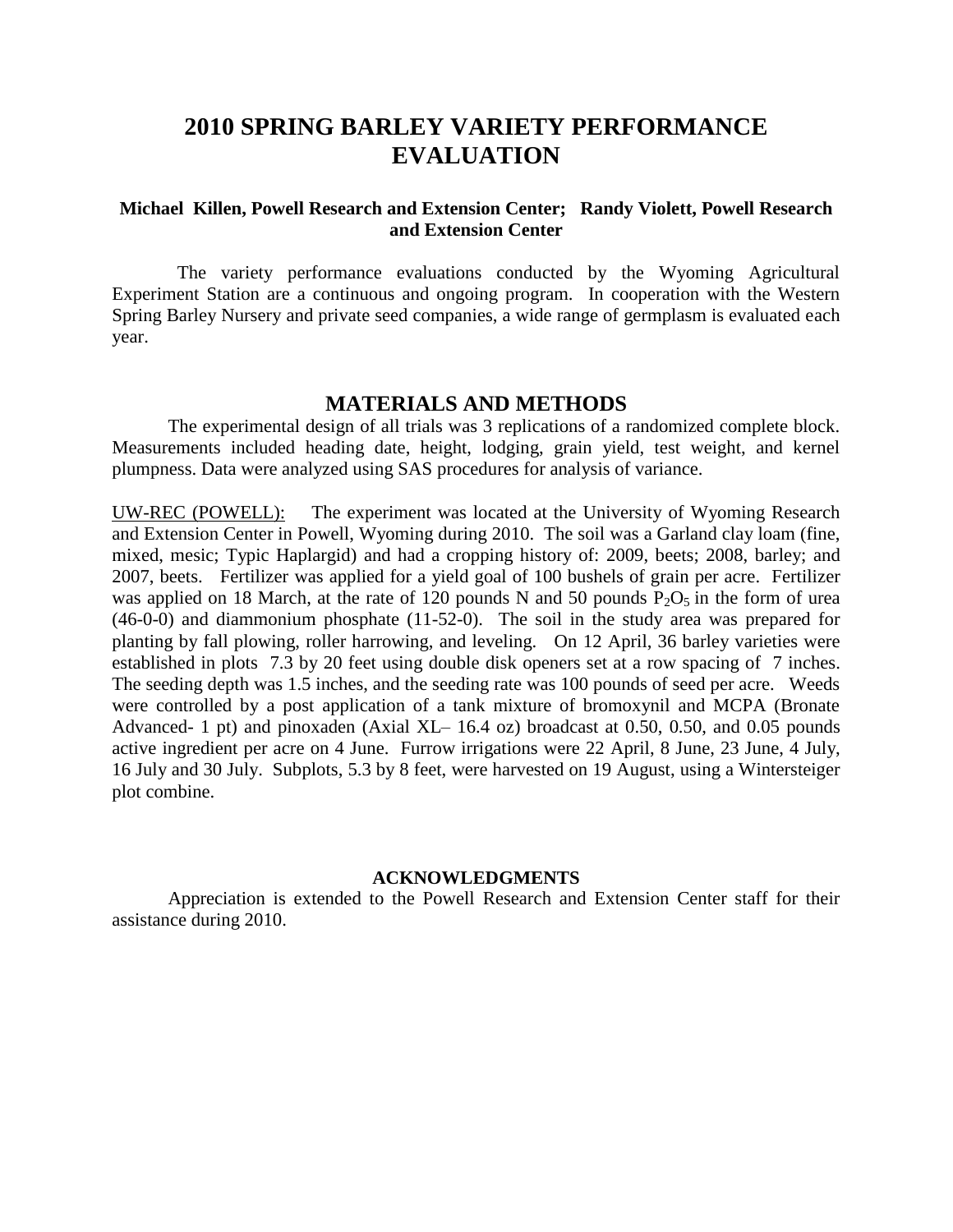# 2010 SPRING BARLEY VARIETY PERFORMANCE EVALUATION

**Michael Killen, Powell Research and Extension Center; Randy Violett, Powell Research and Extension Center**

The variety performance evaluations conducted by the Wyoming Agricultural Experiment Station are a continuous and ongoing program. In cooperation with the Western Spring Barley Nursery and private seed companies, a wide range of germplasm is evaluated each year.

## MATERIALS AND METHODS

The experimental design of all trials was 3 replications of a randomized complete block. Measurements included heading date, height, lodging, grain yield, test weight, and kernel plumpness. Data were analyzed using SAS procedures for analysis of variance.

UW-REC (POWELL): The experiment was located at the University of Wyoming Research and Extension Center in Powell, Wyoming during 2010. The soil was a Garland clay loam (fine, mixed, mesic; Typic Haplargid) and had a cropping history of: 2009, beets; 2008, barley; and 2007, beets. Fertilizer was applied for a yield goal of 100 bushels of grain per acre. Fertilizer was applied on 18 March, at the rate of 120 pounds N and 50 pounds $P_2O_5$ in the form of urea (46-0-0) and diammonium phosphate (11-52-0). The soil in the study area was prepared for planting by fall plowing, roller harrowing, and leveling. On 12 April, 36 barley varieties were established in plots 7.3 by 20 feet using double disk openers set at a row spacing of 7 inches. The seeding depth was 1.5 inches, and the seeding rate was 100 pounds of seed per acre. Weeds were controlled by a post application of a tank mixture of bromoxynil and MCPA (Bronate Advanced- 1 pt) and pinoxaden (Axial XL– 16.4 oz) broadcast at 0.50, 0.50, and 0.05 pounds active ingredient per acre on 4 June. Furrow irrigations were 22 April, 8 June, 23 June, 4 July, 16 July and 30 July. Subplots, 5.3 by 8 feet, were harvested on 19 August, using a Wintersteiger plot combine.

### ACKNOWLEDGMENTS

Appreciation is extended to the Powell Research and Extension Center staff for their assistance during 2010.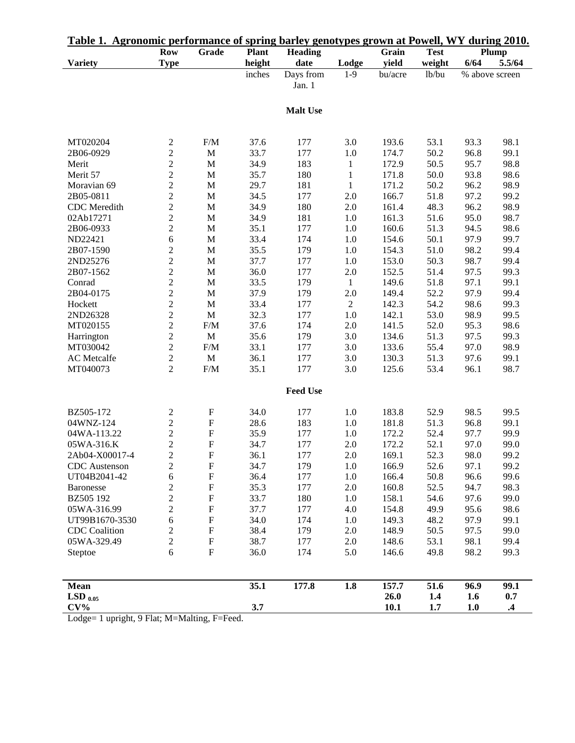**Table 1. Agronomic performance of spring barley genotypes grown at Powell, WY during 2010.**

| Variety | Row Type | Grade | Plant height | Heading date | Lodge | Grain yield | Test weight | Plump 6/64 | Plump 5.5/64 |
|---|---|---|---|---|---|---|---|---|---|
| | | | inches | Days from Jan. 1 | 1-9 | bu/acre | lb/bu | % above screen | |
| **Malt Use** | | | | | | | | | |
| MT020204 | 2 | F/M | 37.6 | 177 | 3.0 | 193.6 | 53.1 | 93.3 | 98.1 |
| 2B06-0929 | 2 | M | 33.7 | 177 | 1.0 | 174.7 | 50.2 | 96.8 | 99.1 |
| Merit | 2 | M | 34.9 | 183 | 1 | 172.9 | 50.5 | 95.7 | 98.8 |
| Merit 57 | 2 | M | 35.7 | 180 | 1 | 171.8 | 50.0 | 93.8 | 98.6 |
| Moravian 69 | 2 | M | 29.7 | 181 | 1 | 171.2 | 50.2 | 96.2 | 98.9 |
| 2B05-0811 | 2 | M | 34.5 | 177 | 2.0 | 166.7 | 51.8 | 97.2 | 99.2 |
| CDC Meredith | 2 | M | 34.9 | 180 | 2.0 | 161.4 | 48.3 | 96.2 | 98.9 |
| 02Ab17271 | 2 | M | 34.9 | 181 | 1.0 | 161.3 | 51.6 | 95.0 | 98.7 |
| 2B06-0933 | 2 | M | 35.1 | 177 | 1.0 | 160.6 | 51.3 | 94.5 | 98.6 |
| ND22421 | 6 | M | 33.4 | 174 | 1.0 | 154.6 | 50.1 | 97.9 | 99.7 |
| 2B07-1590 | 2 | M | 35.5 | 179 | 1.0 | 154.3 | 51.0 | 98.2 | 99.4 |
| 2ND25276 | 2 | M | 37.7 | 177 | 1.0 | 153.0 | 50.3 | 98.7 | 99.4 |
| 2B07-1562 | 2 | M | 36.0 | 177 | 2.0 | 152.5 | 51.4 | 97.5 | 99.3 |
| Conrad | 2 | M | 33.5 | 179 | 1 | 149.6 | 51.8 | 97.1 | 99.1 |
| 2B04-0175 | 2 | M | 37.9 | 179 | 2.0 | 149.4 | 52.2 | 97.9 | 99.4 |
| Hockett | 2 | M | 33.4 | 177 | 2 | 142.3 | 54.2 | 98.6 | 99.3 |
| 2ND26328 | 2 | M | 32.3 | 177 | 1.0 | 142.1 | 53.0 | 98.9 | 99.5 |
| MT020155 | 2 | F/M | 37.6 | 174 | 2.0 | 141.5 | 52.0 | 95.3 | 98.6 |
| Harrington | 2 | M | 35.6 | 179 | 3.0 | 134.6 | 51.3 | 97.5 | 99.3 |
| MT030042 | 2 | F/M | 33.1 | 177 | 3.0 | 133.6 | 55.4 | 97.0 | 98.9 |
| AC Metcalfe | 2 | M | 36.1 | 177 | 3.0 | 130.3 | 51.3 | 97.6 | 99.1 |
| MT040073 | 2 | F/M | 35.1 | 177 | 3.0 | 125.6 | 53.4 | 96.1 | 98.7 |
| **Feed Use** | | | | | | | | | |
| BZ505-172 | 2 | F | 34.0 | 177 | 1.0 | 183.8 | 52.9 | 98.5 | 99.5 |
| 04WNZ-124 | 2 | F | 28.6 | 183 | 1.0 | 181.8 | 51.3 | 96.8 | 99.1 |
| 04WA-113.22 | 2 | F | 35.9 | 177 | 1.0 | 172.2 | 52.4 | 97.7 | 99.9 |
| 05WA-316.K | 2 | F | 34.7 | 177 | 2.0 | 172.2 | 52.1 | 97.0 | 99.0 |
| 2Ab04-X00017-4 | 2 | F | 36.1 | 177 | 2.0 | 169.1 | 52.3 | 98.0 | 99.2 |
| CDC Austenson | 2 | F | 34.7 | 179 | 1.0 | 166.9 | 52.6 | 97.1 | 99.2 |
| UT04B2041-42 | 6 | F | 36.4 | 177 | 1.0 | 166.4 | 50.8 | 96.6 | 99.6 |
| Baronesse | 2 | F | 35.3 | 177 | 2.0 | 160.8 | 52.5 | 94.7 | 98.3 |
| BZ505 192 | 2 | F | 33.7 | 180 | 1.0 | 158.1 | 54.6 | 97.6 | 99.0 |
| 05WA-316.99 | 2 | F | 37.7 | 177 | 4.0 | 154.8 | 49.9 | 95.6 | 98.6 |
| UT99B1670-3530 | 6 | F | 34.0 | 174 | 1.0 | 149.3 | 48.2 | 97.9 | 99.1 |
| CDC Coalition | 2 | F | 38.4 | 179 | 2.0 | 148.9 | 50.5 | 97.5 | 99.0 |
| 05WA-329.49 | 2 | F | 38.7 | 177 | 2.0 | 148.6 | 53.1 | 98.1 | 99.4 |
| Steptoe | 6 | F | 36.0 | 174 | 5.0 | 146.6 | 49.8 | 98.2 | 99.3 |
| **Mean** | | | **35.1** | **177.8** | **1.8** | **157.7** | **51.6** | **96.9** | **99.1** |
| **$LSD_{0.05}$** | | | | | | **26.0** | **1.4** | **1.6** | **0.7** |
| **CV%** | | | **3.7** | | | **10.1** | **1.7** | **1.0** | **.4** |

Lodge= 1 upright, 9 Flat; M=Malting, F=Feed.